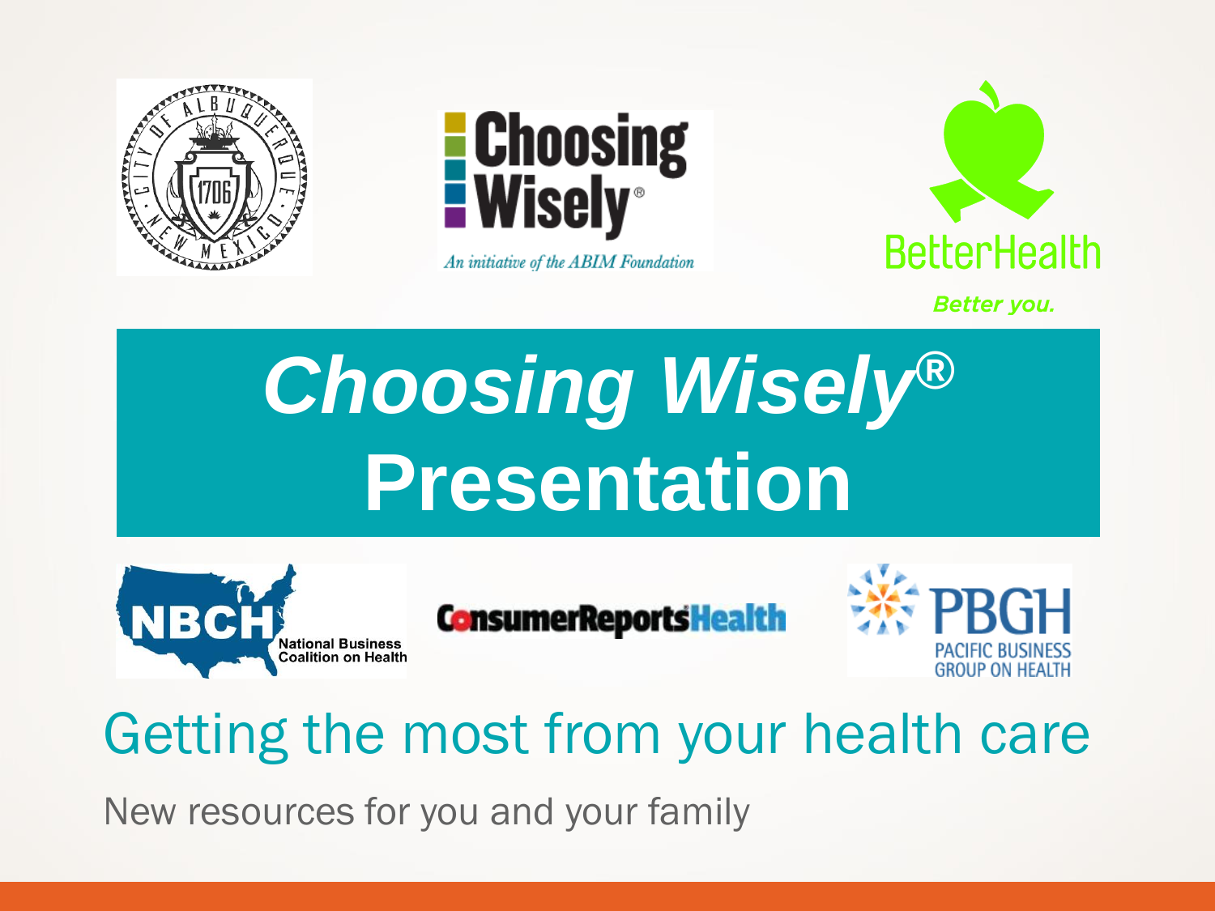# *Choosing Wisely®* Presentation

## Getting the most from your health care

New resources for you and your family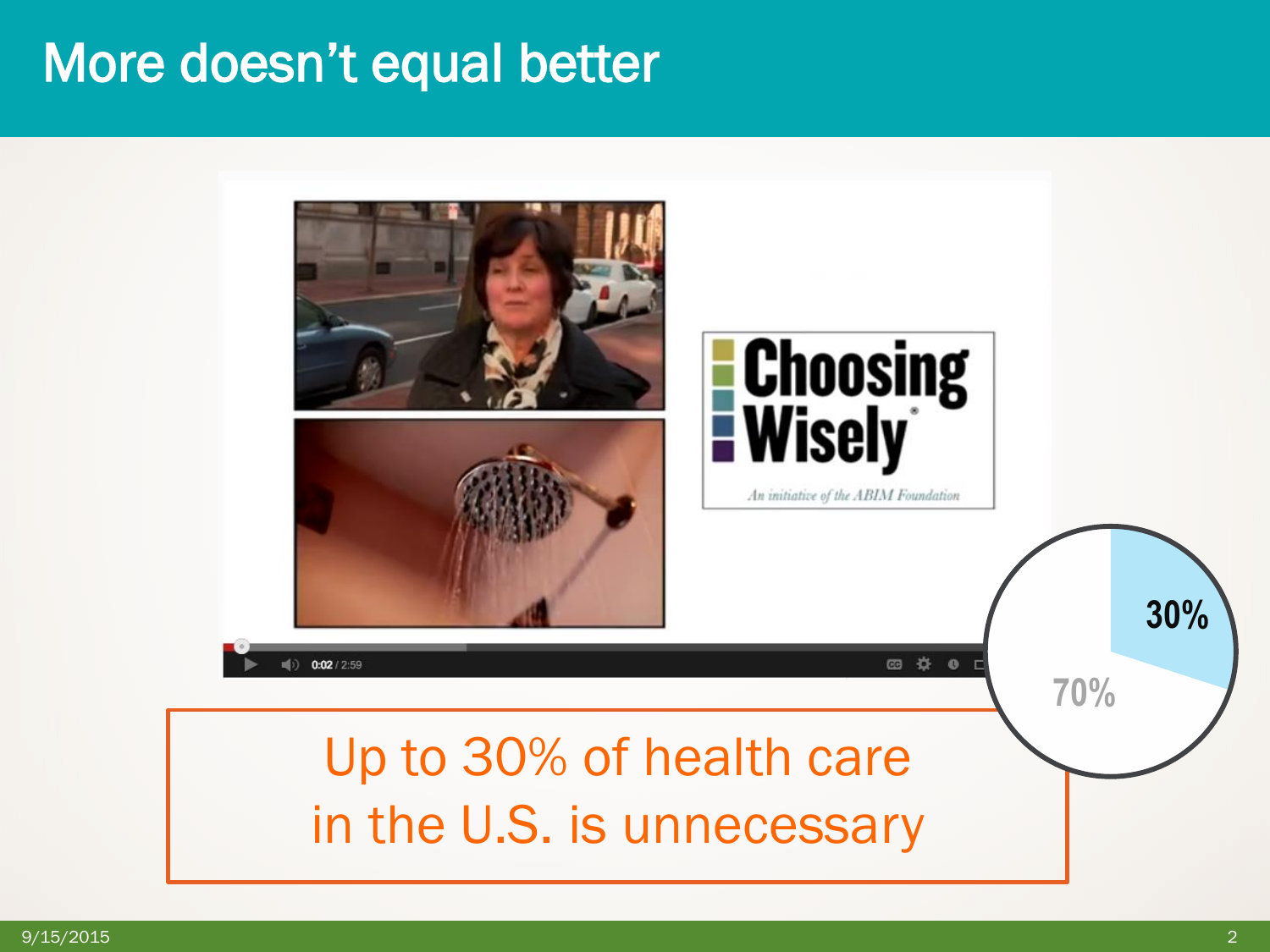# More doesn't equal better

Up to 30% of health care in the U.S. is unnecessary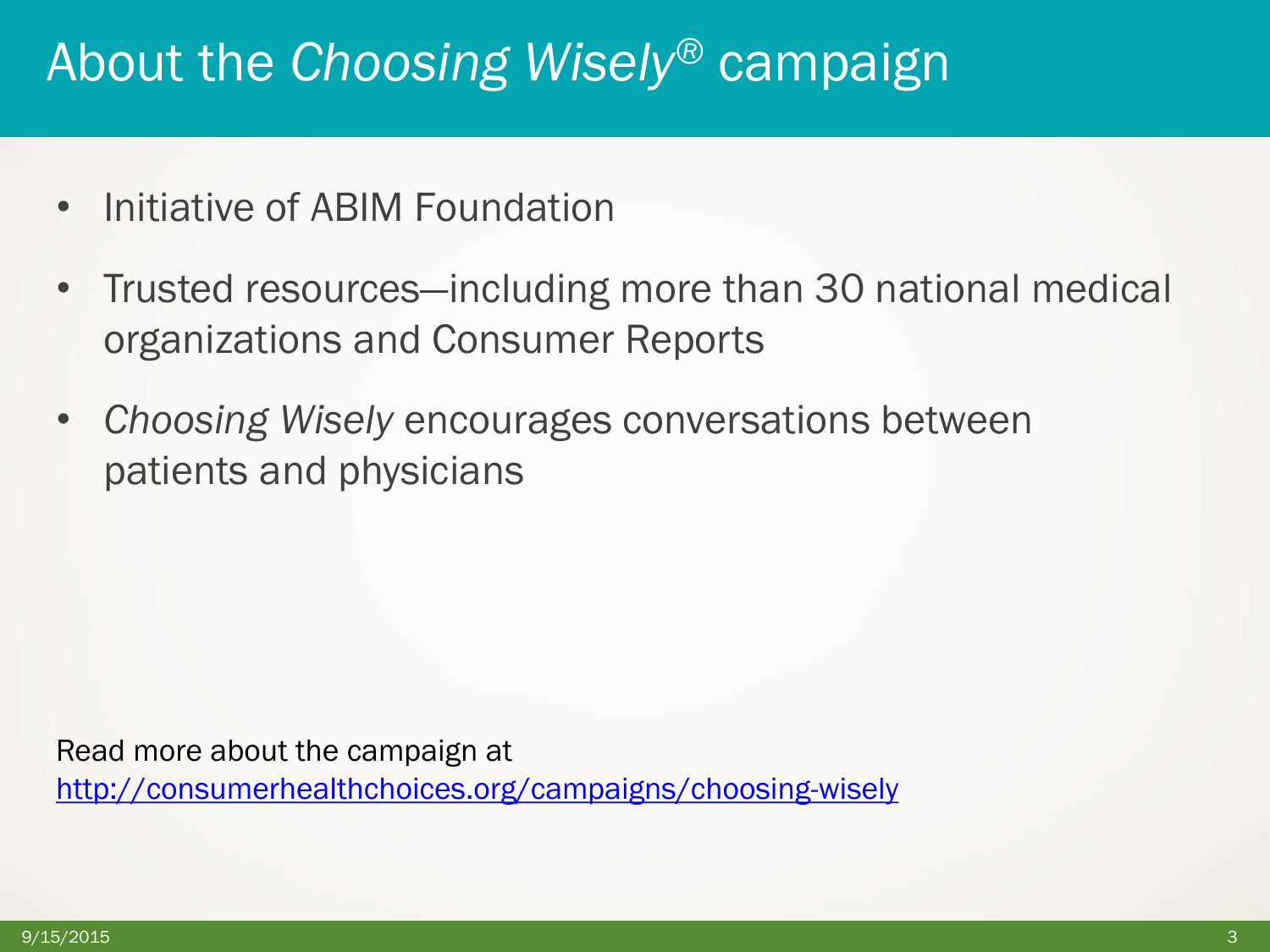# About the *Choosing Wisely®* campaign

- Initiative of ABIM Foundation
- Trusted resources—including more than 30 national medical organizations and Consumer Reports
- *Choosing Wisely* encourages conversations between patients and physicians

Read more about the campaign at
http://consumerhealthchoices.org/campaigns/choosing-wisely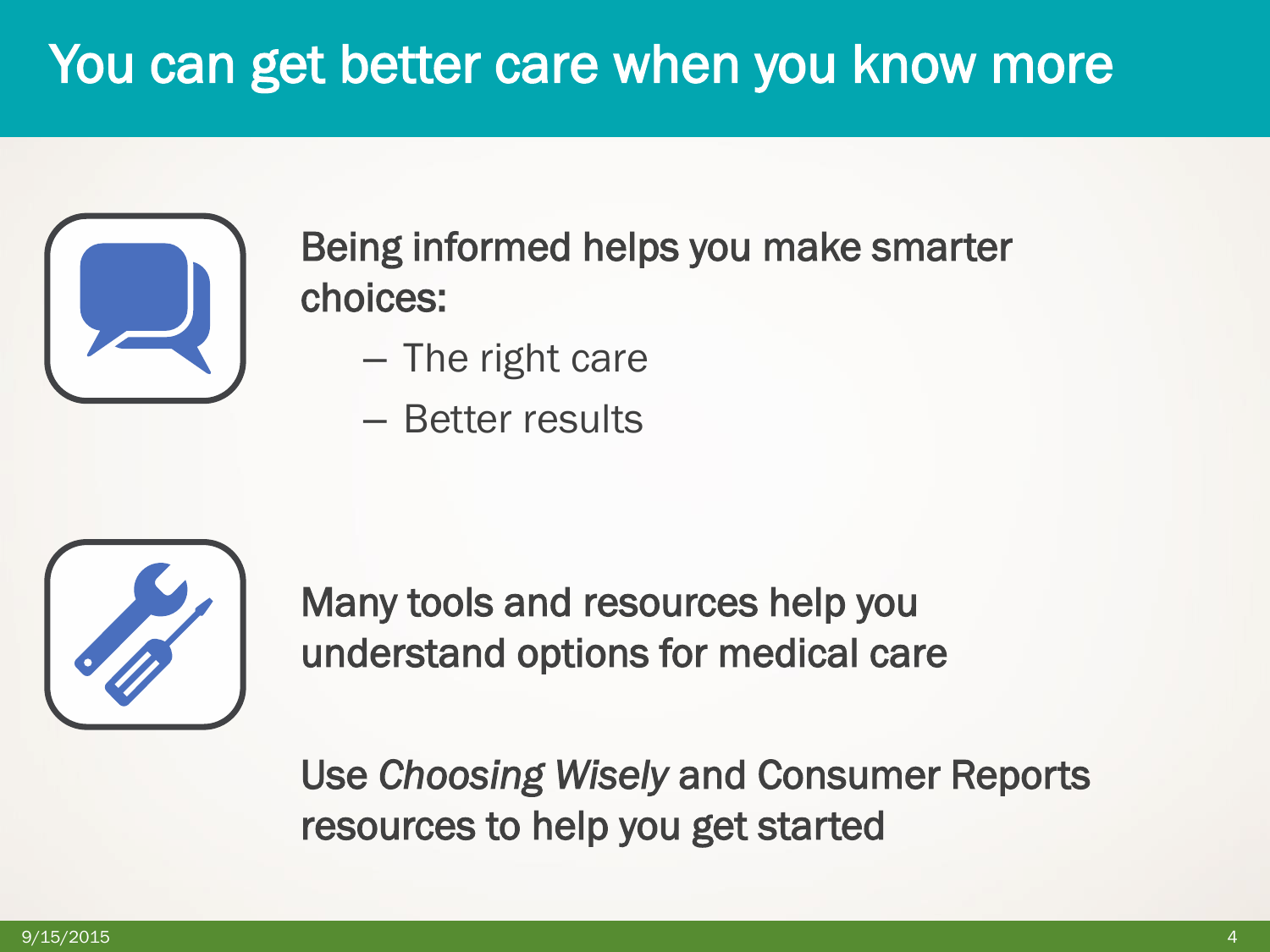# You can get better care when you know more

Being informed helps you make smarter choices:

- The right care
- Better results

Many tools and resources help you understand options for medical care

Use *Choosing Wisely* and Consumer Reports resources to help you get started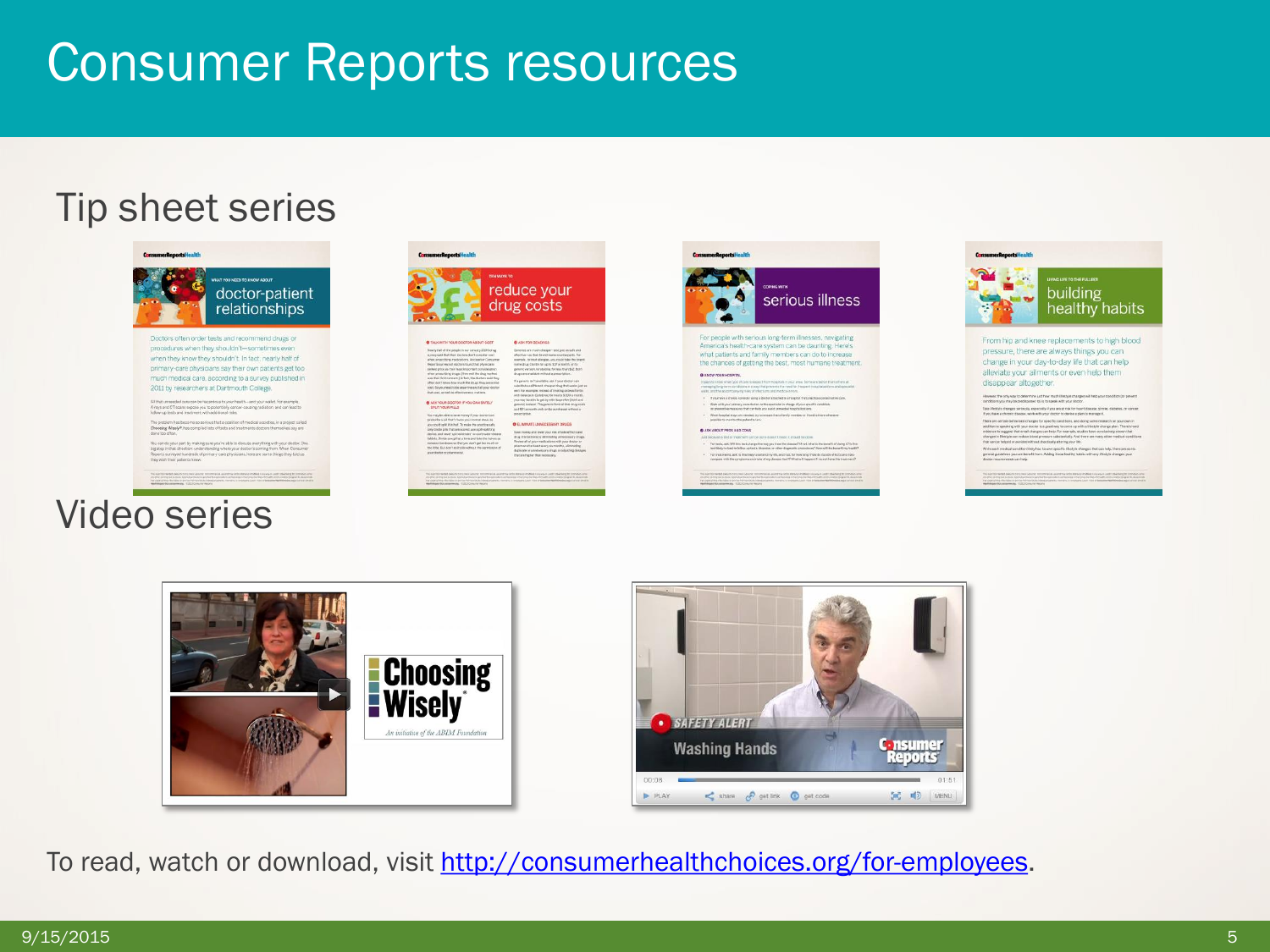# Consumer Reports resources

## Tip sheet series

## Video series

To read, watch or download, visit http://consumerhealthchoices.org/for-employees.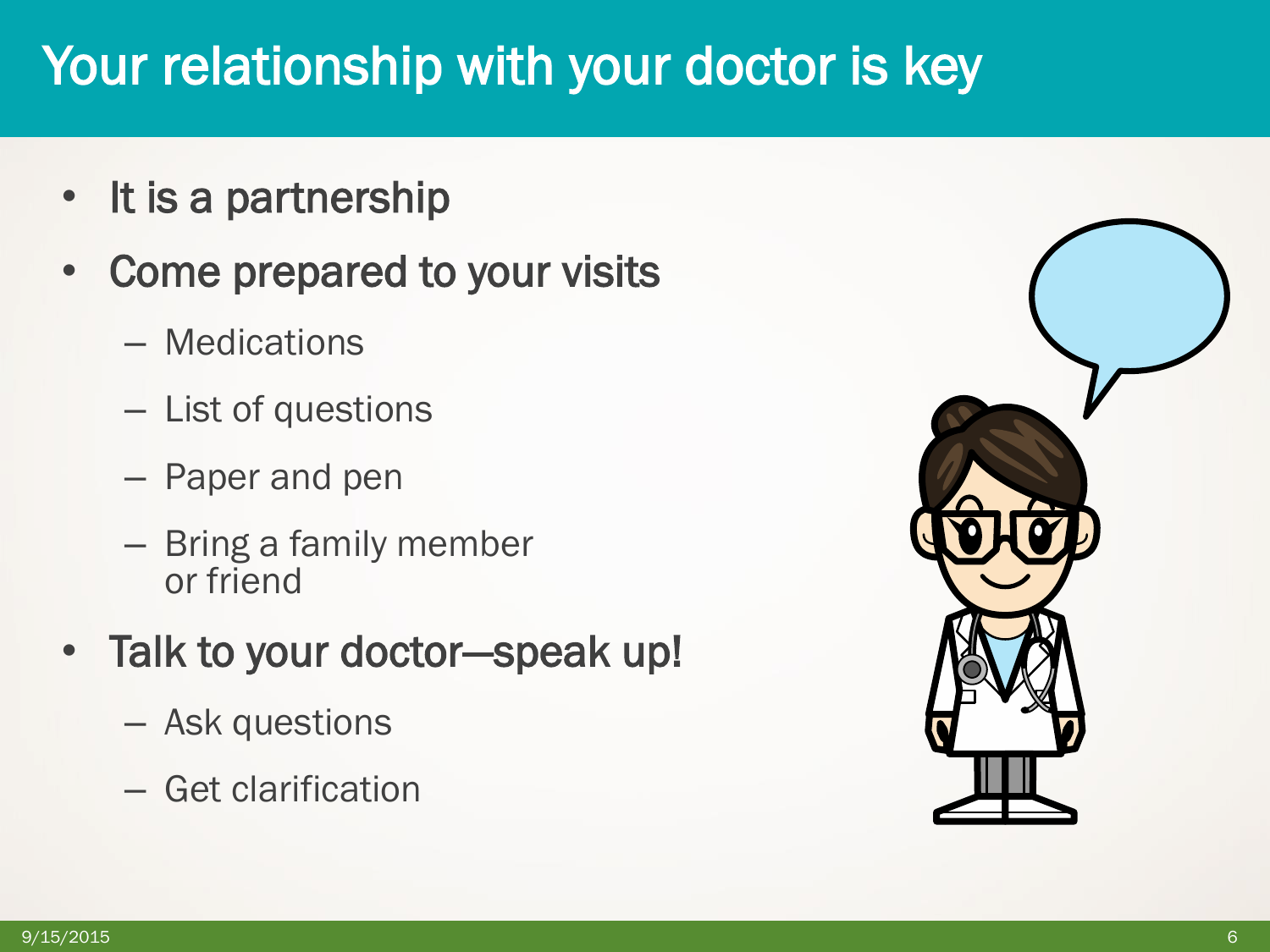# Your relationship with your doctor is key

- It is a partnership
- Come prepared to your visits
  - Medications
  - List of questions
  - Paper and pen
  - Bring a family member or friend
- Talk to your doctor—speak up!
  - Ask questions
  - Get clarification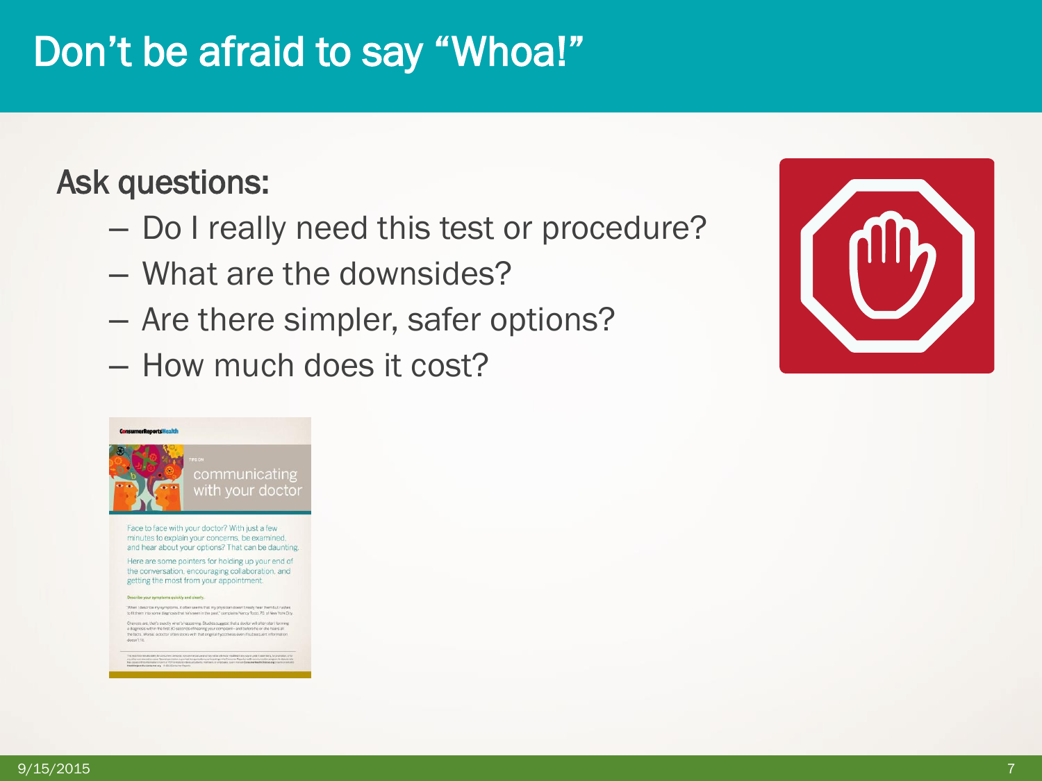# Don't be afraid to say "Whoa!"

## Ask questions:

- Do I really need this test or procedure?
- What are the downsides?
- Are there simpler, safer options?
- How much does it cost?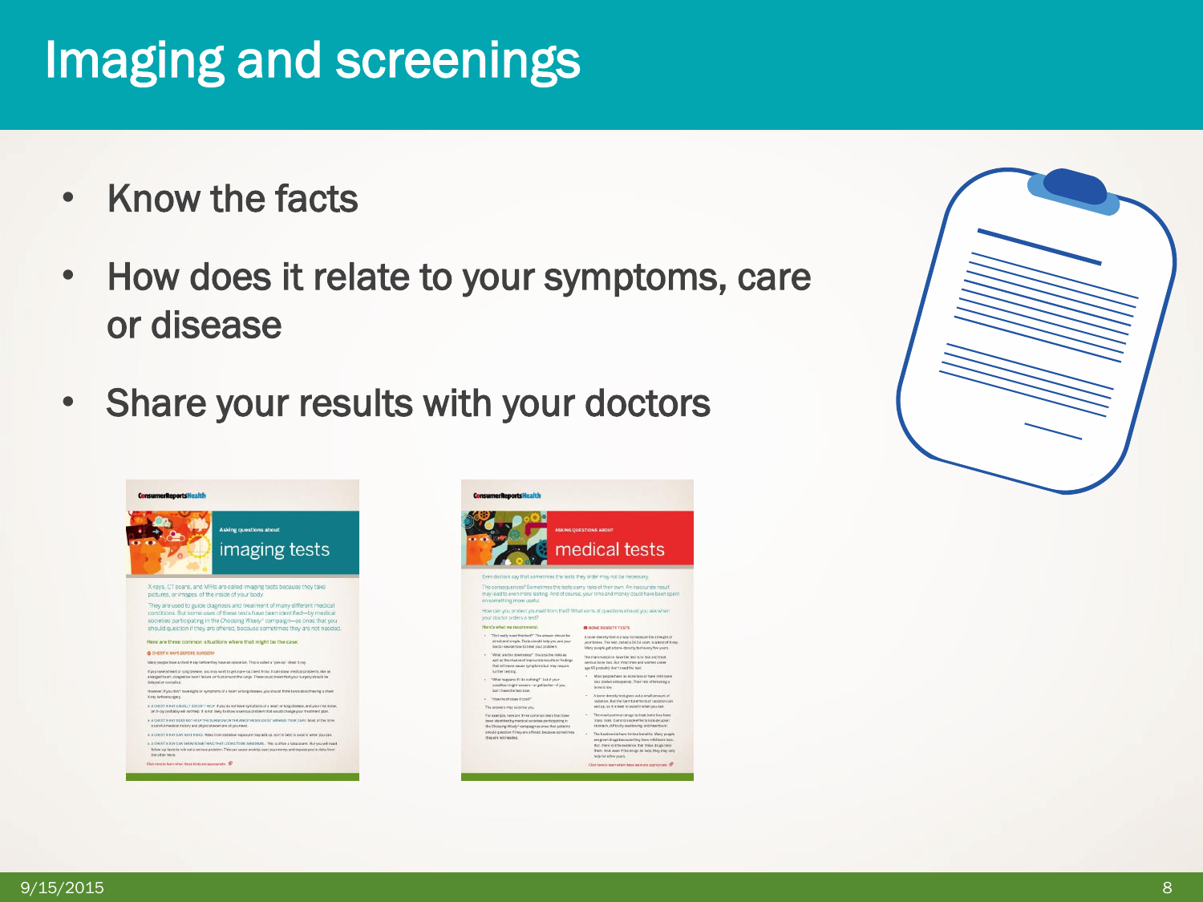# Imaging and screenings

- Know the facts
- How does it relate to your symptoms, care or disease
- Share your results with your doctors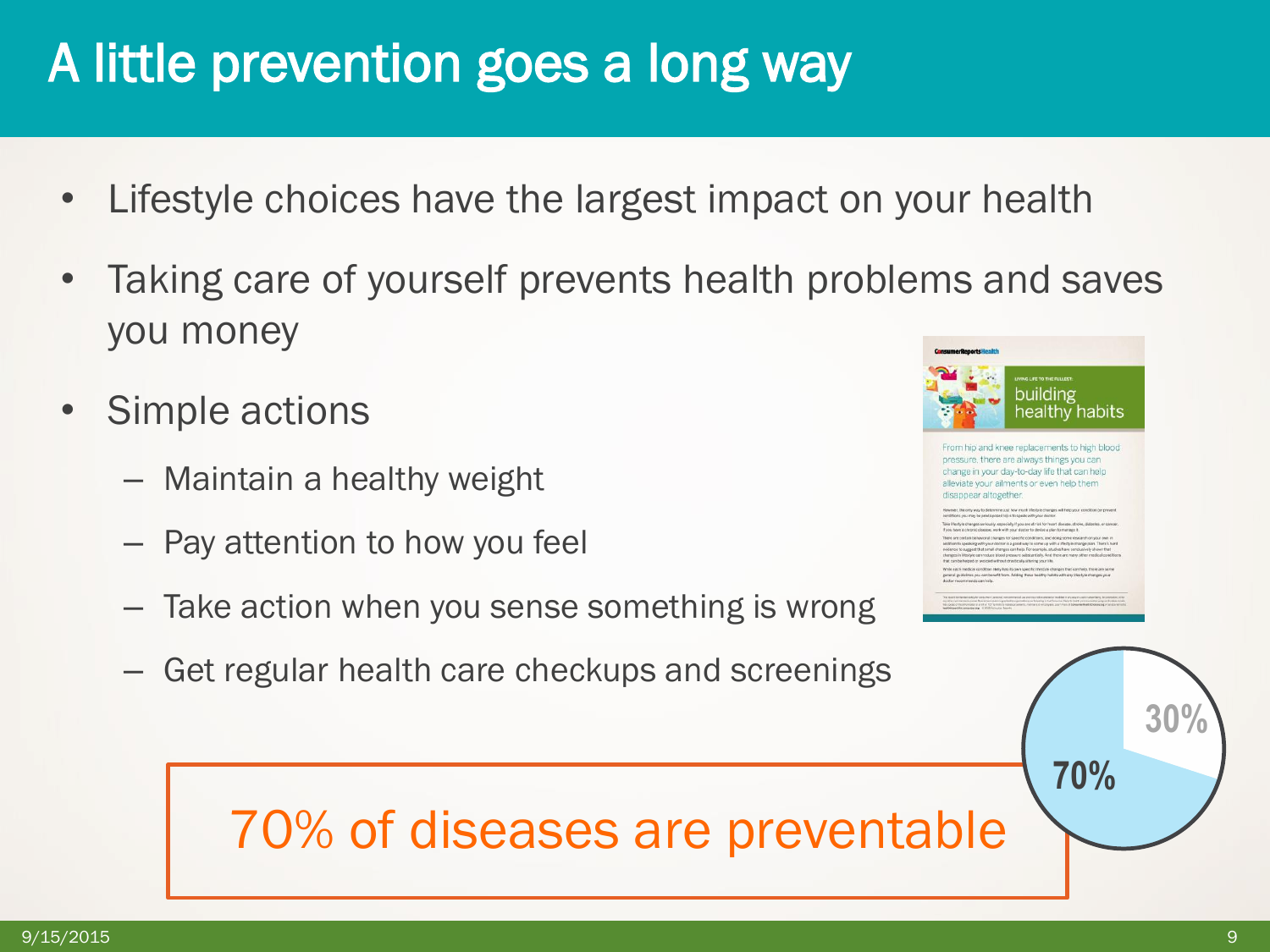# A little prevention goes a long way

- Lifestyle choices have the largest impact on your health
- Taking care of yourself prevents health problems and saves you money
- Simple actions
  - Maintain a healthy weight
  - Pay attention to how you feel
  - Take action when you sense something is wrong
  - Get regular health care checkups and screenings

70% of diseases are preventable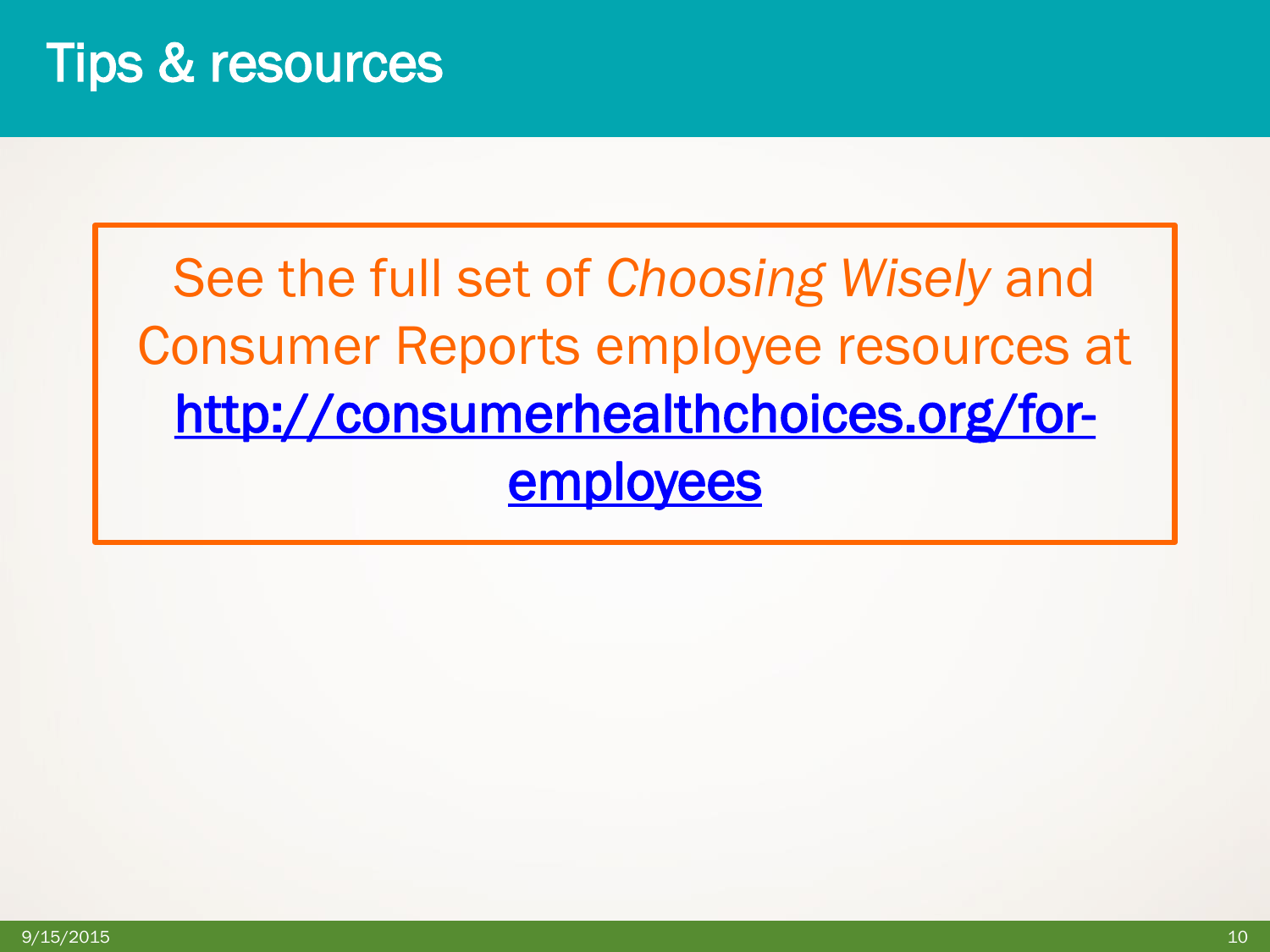# Tips & resources

See the full set of *Choosing Wisely* and Consumer Reports employee resources at http://consumerhealthchoices.org/for-employees